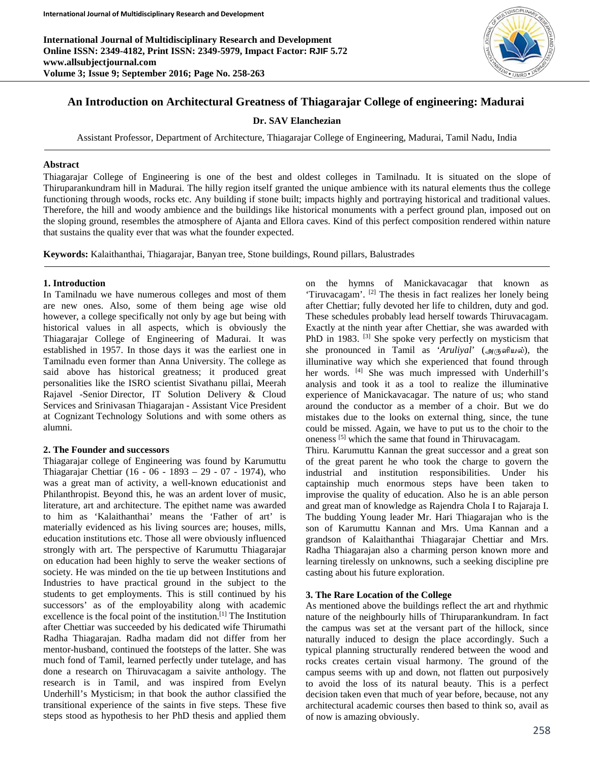# An Introduction on Architectural Greatness of Thiagarajar College of engineering: Madurai

**Dr. SAV Elanchezian**

Assistant Professor, Department of Architecture, Thiagarajar College of Engineering, Madurai, Tamil Nadu, India

**Abstract**

Thiagarajar College of Engineering is one of the best and oldest colleges in Tamilnadu. It is situated on the slope of Thiruparankundram hill in Madurai. The hilly region itself granted the unique ambience with its natural elements thus the college functioning through woods, rocks etc. Any building if stone built; impacts highly and portraying historical and traditional values. Therefore, the hill and woody ambience and the buildings like historical monuments with a perfect ground plan, imposed out on the sloping ground, resembles the atmosphere of Ajanta and Ellora caves. Kind of this perfect composition rendered within nature that sustains the quality ever that was what the founder expected.

**Keywords:** Kalaithanthai, Thiagarajar, Banyan tree, Stone buildings, Round pillars, Balustrades

## 1. Introduction

In Tamilnadu we have numerous colleges and most of them are new ones. Also, some of them being age wise old however, a college specifically not only by age but being with historical values in all aspects, which is obviously the Thiagarajar College of Engineering of Madurai. It was established in 1957. In those days it was the earliest one in Tamilnadu even former than Anna University. The college as said above has historical greatness; it produced great personalities like the ISRO scientist Sivathanu pillai, Meerah Rajavel -Senior Director, IT Solution Delivery & Cloud Services and Srinivasan Thiagarajan - Assistant Vice President at Cognizant Technology Solutions and with some others as alumni.

## 2. The Founder and successors

Thiagarajar college of Engineering was found by Karumuttu Thiagarajar Chettiar (16 - 06 - 1893 – 29 - 07 - 1974), who was a great man of activity, a well-known educationist and Philanthropist. Beyond this, he was an ardent lover of music, literature, art and architecture. The epithet name was awarded to him as 'Kalaithanthai' means the 'Father of art' is materially evidenced as his living sources are; houses, mills, education institutions etc. Those all were obviously influenced strongly with art. The perspective of Karumuttu Thiagarajar on education had been highly to serve the weaker sections of society. He was minded on the tie up between Institutions and Industries to have practical ground in the subject to the students to get employments. This is still continued by his successors' as of the employability along with academic excellence is the focal point of the institution.[1] The Institution after Chettiar was succeeded by his dedicated wife Thirumathi Radha Thiagarajan. Radha madam did not differ from her mentor-husband, continued the footsteps of the latter. She was much fond of Tamil, learned perfectly under tutelage, and has done a research on Thiruvacagam a saivite anthology. The research is in Tamil, and was inspired from Evelyn Underhill's Mysticism; in that book the author classified the transitional experience of the saints in five steps. These five steps stood as hypothesis to her PhD thesis and applied them on the hymns of Manickavacagar that known as 'Tiruvacagam'. [2] The thesis in fact realizes her lonely being after Chettiar; fully devoted her life to children, duty and god. These schedules probably lead herself towards Thiruvacagam. Exactly at the ninth year after Chettiar, she was awarded with PhD in 1983. [3] She spoke very perfectly on mysticism that she pronounced in Tamil as '*Aruliyal*' (அருளியல்), the illuminative way which she experienced that found through her words. [4] She was much impressed with Underhill's analysis and took it as a tool to realize the illuminative experience of Manickavacagar. The nature of us; who stand around the conductor as a member of a choir. But we do mistakes due to the looks on external thing, since, the tune could be missed. Again, we have to put us to the choir to the oneness [5] which the same that found in Thiruvacagam.

Thiru. Karumuttu Kannan the great successor and a great son of the great parent he who took the charge to govern the industrial and institution responsibilities. Under his captainship much enormous steps have been taken to improvise the quality of education. Also he is an able person and great man of knowledge as Rajendra Chola I to Rajaraja I. The budding Young leader Mr. Hari Thiagarajan who is the son of Karumuttu Kannan and Mrs. Uma Kannan and a grandson of Kalaithanthai Thiagarajar Chettiar and Mrs. Radha Thiagarajan also a charming person known more and learning tirelessly on unknowns, such a seeking discipline pre casting about his future exploration.

## 3. The Rare Location of the College

As mentioned above the buildings reflect the art and rhythmic nature of the neighbourly hills of Thiruparankundram. In fact the campus was set at the versant part of the hillock, since naturally induced to design the place accordingly. Such a typical planning structurally rendered between the wood and rocks creates certain visual harmony. The ground of the campus seems with up and down, not flatten out purposively to avoid the loss of its natural beauty. This is a perfect decision taken even that much of year before, because, not any architectural academic courses then based to think so, avail as of now is amazing obviously.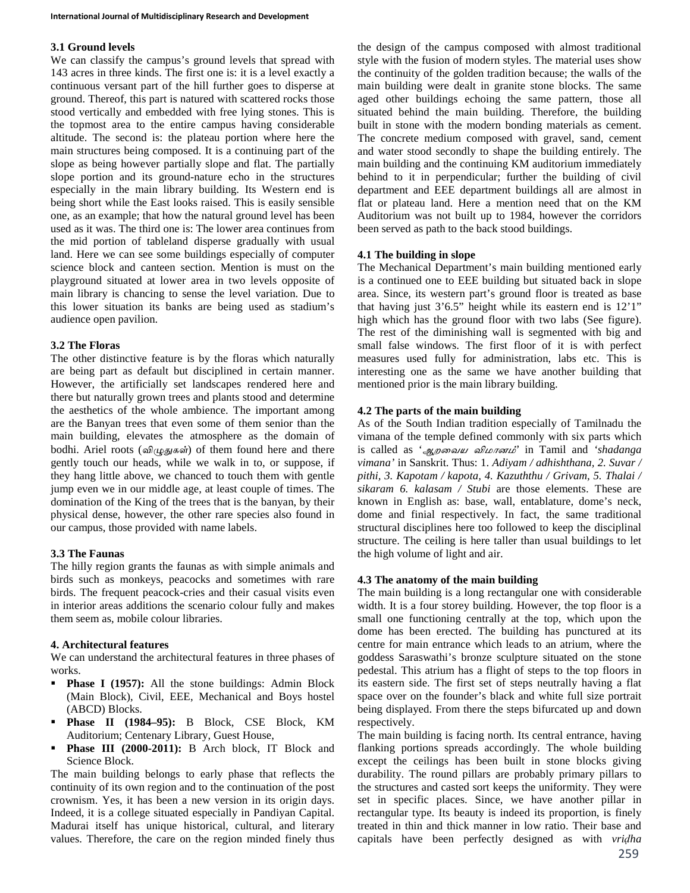### 3.1 Ground levels

We can classify the campus's ground levels that spread with 143 acres in three kinds. The first one is: it is a level exactly a continuous versant part of the hill further goes to disperse at ground. Thereof, this part is natured with scattered rocks those stood vertically and embedded with free lying stones. This is the topmost area to the entire campus having considerable altitude. The second is: the plateau portion where here the main structures being composed. It is a continuing part of the slope as being however partially slope and flat. The partially slope portion and its ground-nature echo in the structures especially in the main library building. Its Western end is being short while the East looks raised. This is easily sensible one, as an example; that how the natural ground level has been used as it was. The third one is: The lower area continues from the mid portion of tableland disperse gradually with usual land. Here we can see some buildings especially of computer science block and canteen section. Mention is must on the playground situated at lower area in two levels opposite of main library is chancing to sense the level variation. Due to this lower situation its banks are being used as stadium's audience open pavilion.

### 3.2 The Floras

The other distinctive feature is by the floras which naturally are being part as default but disciplined in certain manner. However, the artificially set landscapes rendered here and there but naturally grown trees and plants stood and determine the aesthetics of the whole ambience. The important among are the Banyan trees that even some of them senior than the main building, elevates the atmosphere as the domain of bodhi. Ariel roots (விழுதுகள்) of them found here and there gently touch our heads, while we walk in to, or suppose, if they hang little above, we chanced to touch them with gentle jump even we in our middle age, at least couple of times. The domination of the King of the trees that is the banyan, by their physical dense, however, the other rare species also found in our campus, those provided with name labels.

### 3.3 The Faunas

The hilly region grants the faunas as with simple animals and birds such as monkeys, peacocks and sometimes with rare birds. The frequent peacock-cries and their casual visits even in interior areas additions the scenario colour fully and makes them seem as, mobile colour libraries.

### 4. Architectural features

We can understand the architectural features in three phases of works.

- **Phase I (1957):** All the stone buildings: Admin Block (Main Block), Civil, EEE, Mechanical and Boys hostel (ABCD) Blocks.
- **Phase II (1984–95):** B Block, CSE Block, KM Auditorium; Centenary Library, Guest House,
- **Phase III (2000-2011):** B Arch block, IT Block and Science Block.

The main building belongs to early phase that reflects the continuity of its own region and to the continuation of the post crownism. Yes, it has been a new version in its origin days. Indeed, it is a college situated especially in Pandiyan Capital. Madurai itself has unique historical, cultural, and literary values. Therefore, the care on the region minded finely thus the design of the campus composed with almost traditional style with the fusion of modern styles. The material uses show the continuity of the golden tradition because; the walls of the main building were dealt in granite stone blocks. The same aged other buildings echoing the same pattern, those all situated behind the main building. Therefore, the building built in stone with the modern bonding materials as cement. The concrete medium composed with gravel, sand, cement and water stood secondly to shape the building entirely. The main building and the continuing KM auditorium immediately behind to it in perpendicular; further the building of civil department and EEE department buildings all are almost in flat or plateau land. Here a mention need that on the KM Auditorium was not built up to 1984, however the corridors been served as path to the back stood buildings.

### 4.1 The building in slope

The Mechanical Department's main building mentioned early is a continued one to EEE building but situated back in slope area. Since, its western part's ground floor is treated as base that having just 3'6.5" height while its eastern end is 12'1" high which has the ground floor with two labs (See figure). The rest of the diminishing wall is segmented with big and small false windows. The first floor of it is with perfect measures used fully for administration, labs etc. This is interesting one as the same we have another building that mentioned prior is the main library building.

### 4.2 The parts of the main building

As of the South Indian tradition especially of Tamilnadu the vimana of the temple defined commonly with six parts which is called as '*ஆறவைய விமானம்*' in Tamil and '*shadanga vimana'* in Sanskrit. Thus: 1. *Adiyam / adhishthana, 2. Suvar / pithi, 3. Kapotam / kapota, 4. Kazuththu / Grivam, 5. Thalai / sikaram 6. kalasam / Stubi* are those elements. These are known in English as: base, wall, entablature, dome's neck, dome and finial respectively. In fact, the same traditional structural disciplines here too followed to keep the disciplinal structure. The ceiling is here taller than usual buildings to let the high volume of light and air.

### 4.3 The anatomy of the main building

The main building is a long rectangular one with considerable width. It is a four storey building. However, the top floor is a small one functioning centrally at the top, which upon the dome has been erected. The building has punctured at its centre for main entrance which leads to an atrium, where the goddess Saraswathi's bronze sculpture situated on the stone pedestal. This atrium has a flight of steps to the top floors in its eastern side. The first set of steps neutrally having a flat space over on the founder's black and white full size portrait being displayed. From there the steps bifurcated up and down respectively.

The main building is facing north. Its central entrance, having flanking portions spreads accordingly. The whole building except the ceilings has been built in stone blocks giving durability. The round pillars are probably primary pillars to the structures and casted sort keeps the uniformity. They were set in specific places. Since, we have another pillar in rectangular type. Its beauty is indeed its proportion, is finely treated in thin and thick manner in low ratio. Their base and capitals have been perfectly designed as with *vriḍha*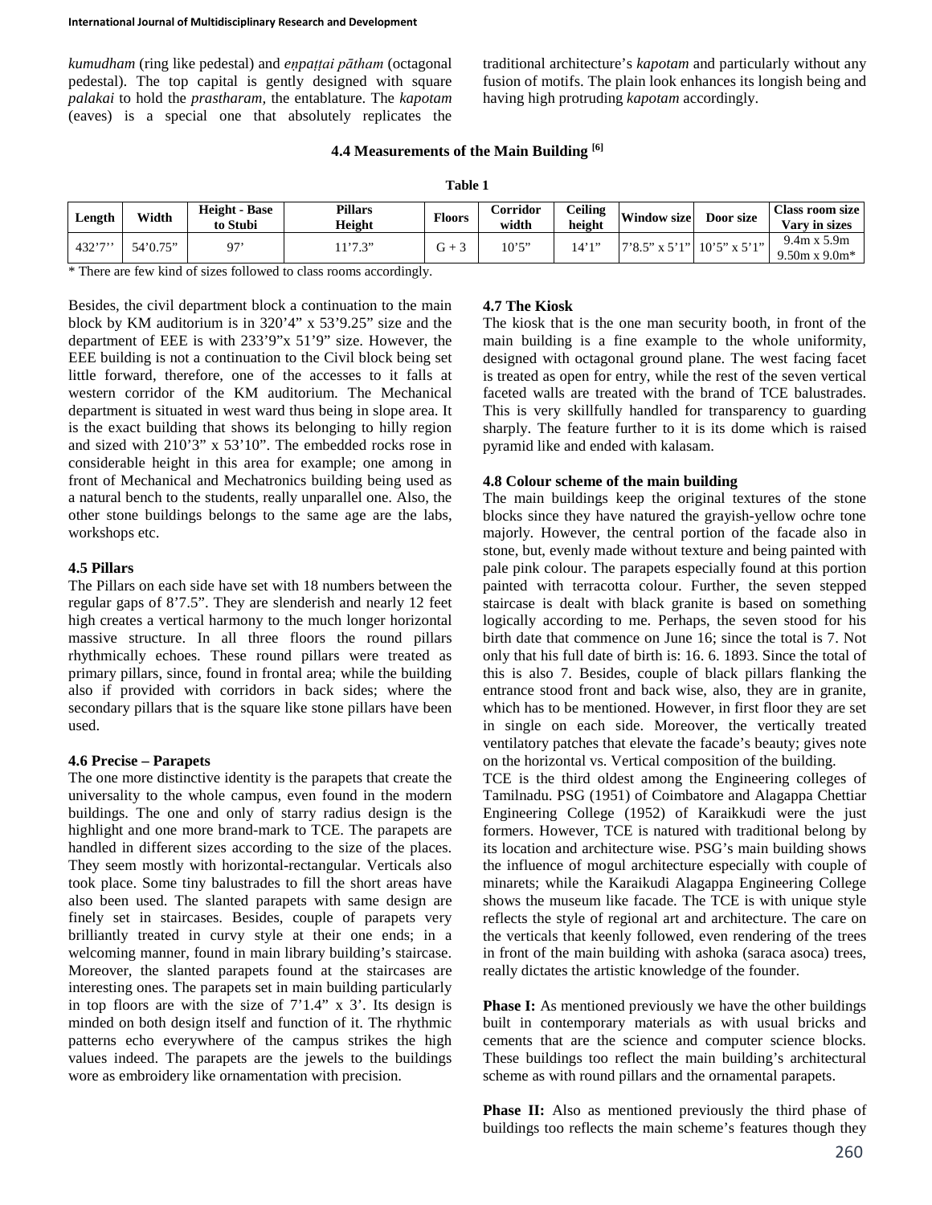*kumudham* (ring like pedestal) and *eṇpaṭṭai pātham* (octagonal pedestal). The top capital is gently designed with square *palakai* to hold the *prastharam,* the entablature. The *kapotam* (eaves) is a special one that absolutely replicates the traditional architecture's *kapotam* and particularly without any fusion of motifs. The plain look enhances its longish being and having high protruding *kapotam* accordingly.

### 4.4 Measurements of the Main Building [6]

**Table 1**

| Length | Width | Height - Base to Stubi | Pillars Height | Floors | Corridor width | Ceiling height | Window size | Door size | Class room size Vary in sizes |
|---|---|---|---|---|---|---|---|---|---|
| 432'7'' | 54'0.75" | 97' | 11'7.3" | G + 3 | 10'5" | 14'1" | 7'8.5" x 5'1" | 10'5" x 5'1" | 9.4m x 5.9m 9.50m x 9.0m* |

* There are few kind of sizes followed to class rooms accordingly.

Besides, the civil department block a continuation to the main block by KM auditorium is in 320'4" x 53'9.25" size and the department of EEE is with 233'9"x 51'9" size. However, the EEE building is not a continuation to the Civil block being set little forward, therefore, one of the accesses to it falls at western corridor of the KM auditorium. The Mechanical department is situated in west ward thus being in slope area. It is the exact building that shows its belonging to hilly region and sized with 210'3" x 53'10". The embedded rocks rose in considerable height in this area for example; one among in front of Mechanical and Mechatronics building being used as a natural bench to the students, really unparallel one. Also, the other stone buildings belongs to the same age are the labs, workshops etc.

### 4.5 Pillars

The Pillars on each side have set with 18 numbers between the regular gaps of 8'7.5". They are slenderish and nearly 12 feet high creates a vertical harmony to the much longer horizontal massive structure. In all three floors the round pillars rhythmically echoes. These round pillars were treated as primary pillars, since, found in frontal area; while the building also if provided with corridors in back sides; where the secondary pillars that is the square like stone pillars have been used.

### 4.6 Precise – Parapets

The one more distinctive identity is the parapets that create the universality to the whole campus, even found in the modern buildings. The one and only of starry radius design is the highlight and one more brand-mark to TCE. The parapets are handled in different sizes according to the size of the places. They seem mostly with horizontal-rectangular. Verticals also took place. Some tiny balustrades to fill the short areas have also been used. The slanted parapets with same design are finely set in staircases. Besides, couple of parapets very brilliantly treated in curvy style at their one ends; in a welcoming manner, found in main library building's staircase. Moreover, the slanted parapets found at the staircases are interesting ones. The parapets set in main building particularly in top floors are with the size of 7'1.4" x 3'. Its design is minded on both design itself and function of it. The rhythmic patterns echo everywhere of the campus strikes the high values indeed. The parapets are the jewels to the buildings wore as embroidery like ornamentation with precision.

### 4.7 The Kiosk

The kiosk that is the one man security booth, in front of the main building is a fine example to the whole uniformity, designed with octagonal ground plane. The west facing facet is treated as open for entry, while the rest of the seven vertical faceted walls are treated with the brand of TCE balustrades. This is very skillfully handled for transparency to guarding sharply. The feature further to it is its dome which is raised pyramid like and ended with kalasam.

### 4.8 Colour scheme of the main building

The main buildings keep the original textures of the stone blocks since they have natured the grayish-yellow ochre tone majorly. However, the central portion of the facade also in stone, but, evenly made without texture and being painted with pale pink colour. The parapets especially found at this portion painted with terracotta colour. Further, the seven stepped staircase is dealt with black granite is based on something logically according to me. Perhaps, the seven stood for his birth date that commence on June 16; since the total is 7. Not only that his full date of birth is: 16. 6. 1893. Since the total of this is also 7. Besides, couple of black pillars flanking the entrance stood front and back wise, also, they are in granite, which has to be mentioned. However, in first floor they are set in single on each side. Moreover, the vertically treated ventilatory patches that elevate the facade's beauty; gives note on the horizontal vs. Vertical composition of the building.

TCE is the third oldest among the Engineering colleges of Tamilnadu. PSG (1951) of Coimbatore and Alagappa Chettiar Engineering College (1952) of Karaikkudi were the just formers. However, TCE is natured with traditional belong by its location and architecture wise. PSG's main building shows the influence of mogul architecture especially with couple of minarets; while the Karaikudi Alagappa Engineering College shows the museum like facade. The TCE is with unique style reflects the style of regional art and architecture. The care on the verticals that keenly followed, even rendering of the trees in front of the main building with ashoka (saraca asoca) trees, really dictates the artistic knowledge of the founder.

**Phase I:** As mentioned previously we have the other buildings built in contemporary materials as with usual bricks and cements that are the science and computer science blocks. These buildings too reflect the main building's architectural scheme as with round pillars and the ornamental parapets.

**Phase II:** Also as mentioned previously the third phase of buildings too reflects the main scheme's features though they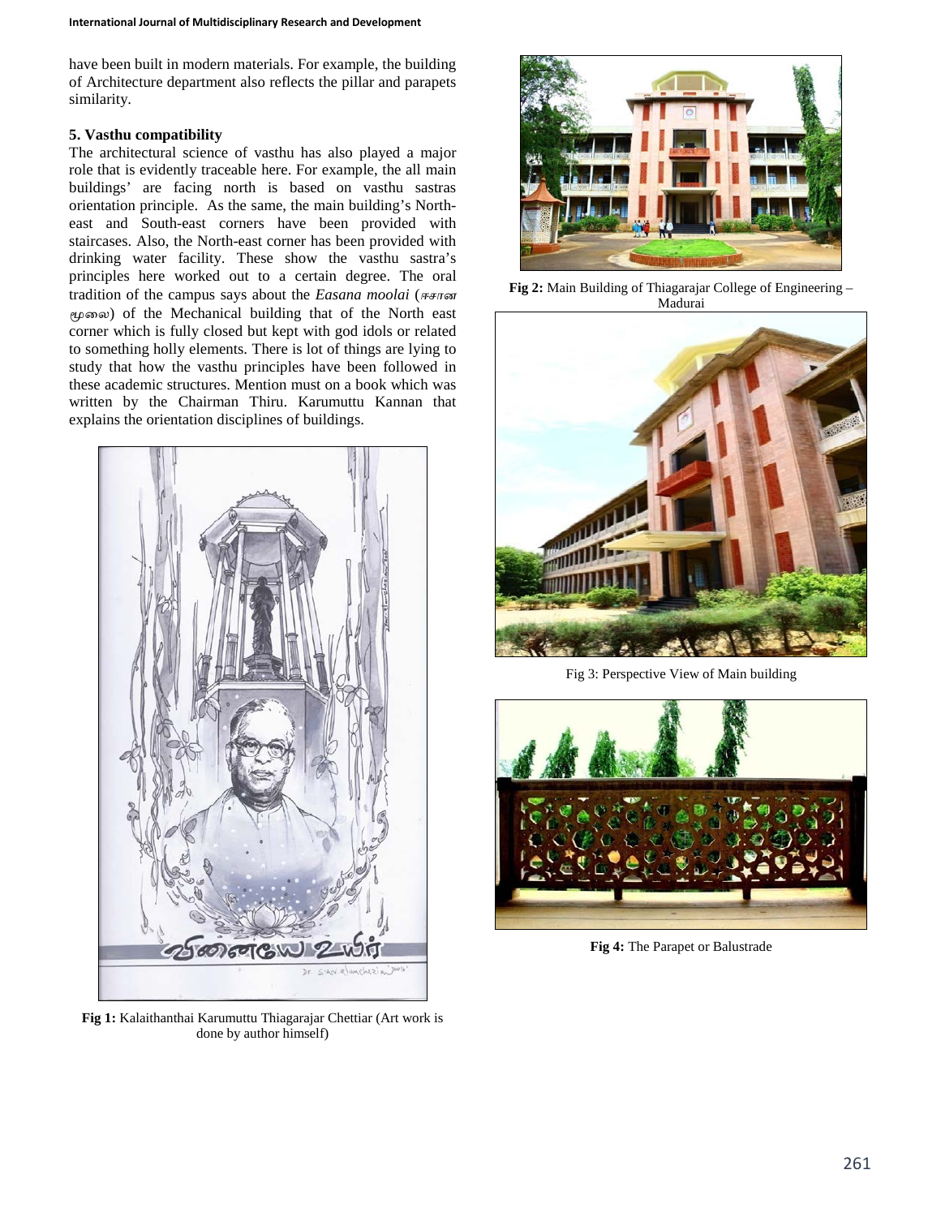have been built in modern materials. For example, the building of Architecture department also reflects the pillar and parapets similarity.

**5. Vasthu compatibility**

The architectural science of vasthu has also played a major role that is evidently traceable here. For example, the all main buildings' are facing north is based on vasthu sastras orientation principle. As the same, the main building's North-east and South-east corners have been provided with staircases. Also, the North-east corner has been provided with drinking water facility. These show the vasthu sastra's principles here worked out to a certain degree. The oral tradition of the campus says about the *Easana moolai* (ஈசான மூலை) of the Mechanical building that of the North east corner which is fully closed but kept with god idols or related to something holly elements. There is lot of things are lying to study that how the vasthu principles have been followed in these academic structures. Mention must on a book which was written by the Chairman Thiru. Karumuttu Kannan that explains the orientation disciplines of buildings.

**Fig 1:** Kalaithanthai Karumuttu Thiagarajar Chettiar (Art work is done by author himself)

**Fig 2:** Main Building of Thiagarajar College of Engineering – Madurai

Fig 3: Perspective View of Main building

**Fig 4:** The Parapet or Balustrade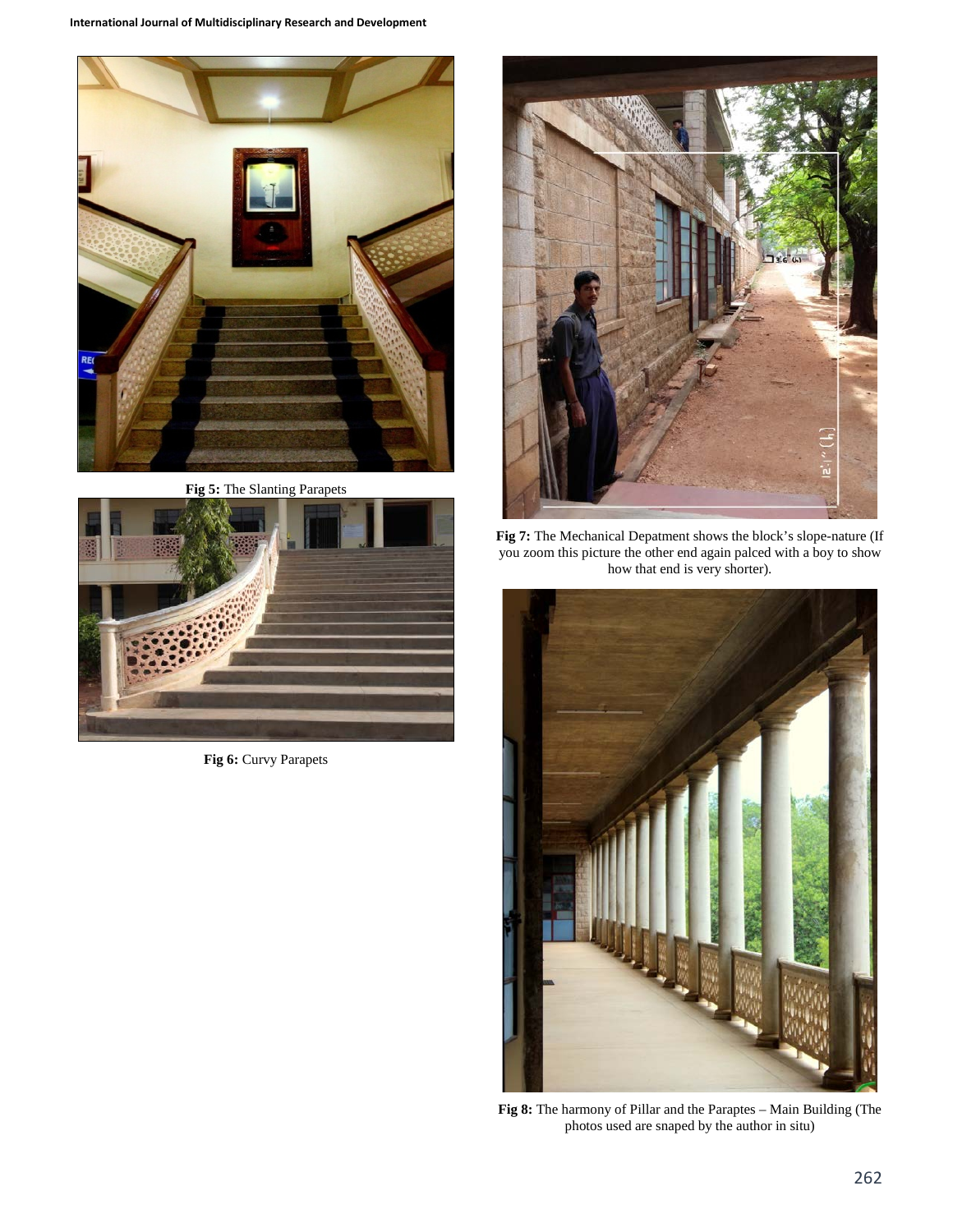**Fig 5:** The Slanting Parapets

**Fig 6:** Curvy Parapets

**Fig 7:** The Mechanical Depatment shows the block's slope-nature (If you zoom this picture the other end again palced with a boy to show how that end is very shorter).

**Fig 8:** The harmony of Pillar and the Paraptes – Main Building (The photos used are snaped by the author in situ)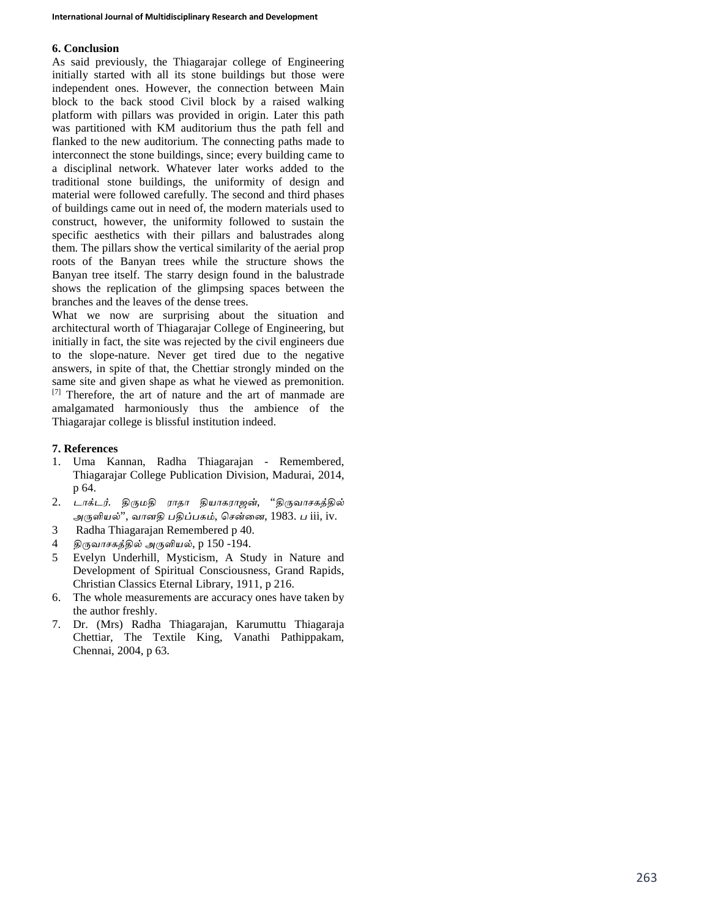## 6. Conclusion

As said previously, the Thiagarajar college of Engineering initially started with all its stone buildings but those were independent ones. However, the connection between Main block to the back stood Civil block by a raised walking platform with pillars was provided in origin. Later this path was partitioned with KM auditorium thus the path fell and flanked to the new auditorium. The connecting paths made to interconnect the stone buildings, since; every building came to a disciplinal network. Whatever later works added to the traditional stone buildings, the uniformity of design and material were followed carefully. The second and third phases of buildings came out in need of, the modern materials used to construct, however, the uniformity followed to sustain the specific aesthetics with their pillars and balustrades along them. The pillars show the vertical similarity of the aerial prop roots of the Banyan trees while the structure shows the Banyan tree itself. The starry design found in the balustrade shows the replication of the glimpsing spaces between the branches and the leaves of the dense trees.

What we now are surprising about the situation and architectural worth of Thiagarajar College of Engineering, but initially in fact, the site was rejected by the civil engineers due to the slope-nature. Never get tired due to the negative answers, in spite of that, the Chettiar strongly minded on the same site and given shape as what he viewed as premonition. [7] Therefore, the art of nature and the art of manmade are amalgamated harmoniously thus the ambience of the Thiagarajar college is blissful institution indeed.

## 7. References

1. Uma Kannan, Radha Thiagarajan - Remembered, Thiagarajar College Publication Division, Madurai, 2014, p 64.
2. டாக்டர். திருமதி ராதா தியாகராஜன், "திருவாசகத்தில் அருளியல்", வானதி பதிப்பகம், சென்னை, 1983. ப iii, iv.
3. Radha Thiagarajan Remembered p 40.
4. திருவாசகத்தில் அருளியல், p 150 -194.
5. Evelyn Underhill, Mysticism, A Study in Nature and Development of Spiritual Consciousness, Grand Rapids, Christian Classics Eternal Library, 1911, p 216.
6. The whole measurements are accuracy ones have taken by the author freshly.
7. Dr. (Mrs) Radha Thiagarajan, Karumuttu Thiagaraja Chettiar, The Textile King, Vanathi Pathippakam, Chennai, 2004, p 63.